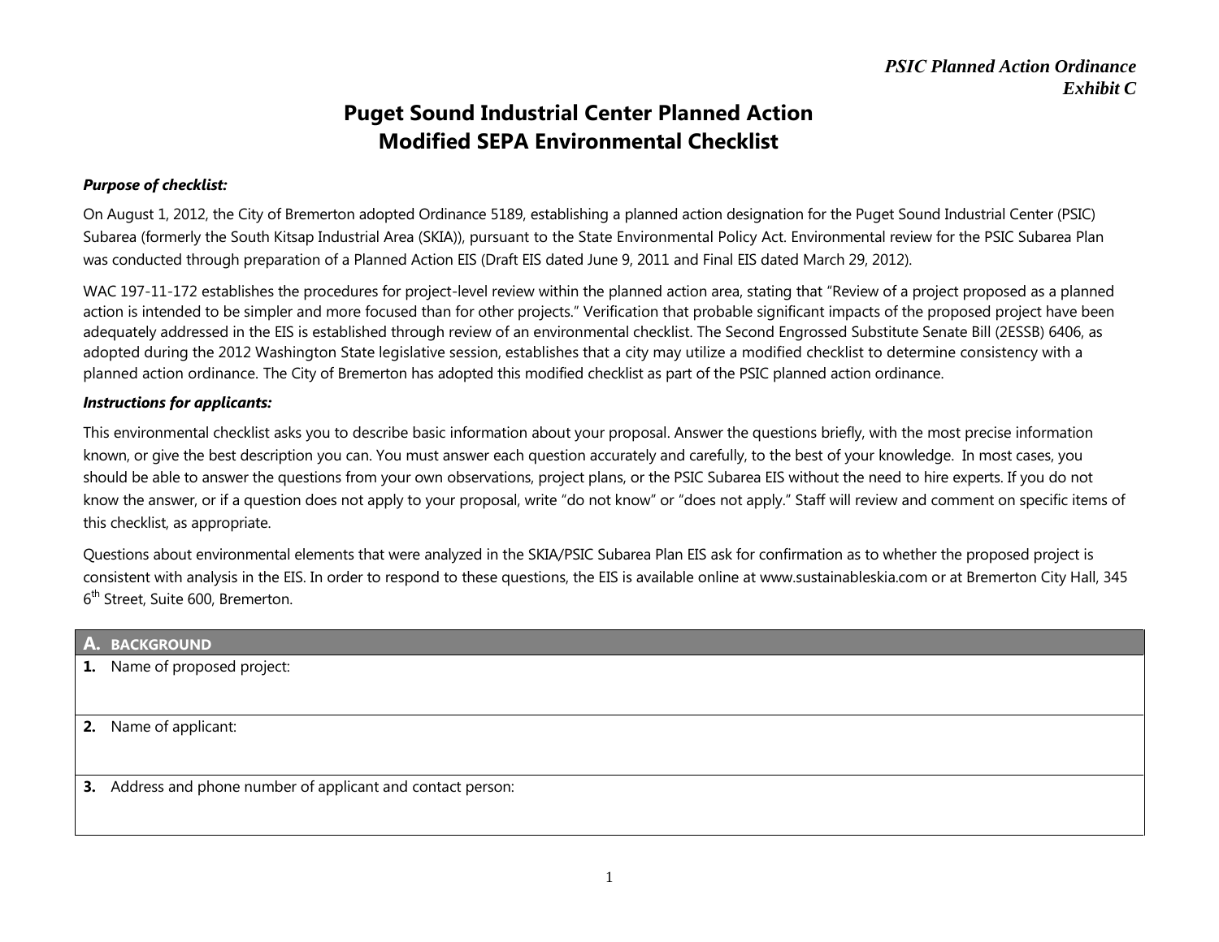*PSIC Planned Action Ordinance*
*Exhibit C*

# Puget Sound Industrial Center Planned Action Modified SEPA Environmental Checklist

***Purpose of checklist:***

On August 1, 2012, the City of Bremerton adopted Ordinance 5189, establishing a planned action designation for the Puget Sound Industrial Center (PSIC) Subarea (formerly the South Kitsap Industrial Area (SKIA)), pursuant to the State Environmental Policy Act. Environmental review for the PSIC Subarea Plan was conducted through preparation of a Planned Action EIS (Draft EIS dated June 9, 2011 and Final EIS dated March 29, 2012).

WAC 197-11-172 establishes the procedures for project-level review within the planned action area, stating that "Review of a project proposed as a planned action is intended to be simpler and more focused than for other projects." Verification that probable significant impacts of the proposed project have been adequately addressed in the EIS is established through review of an environmental checklist. The Second Engrossed Substitute Senate Bill (2ESSB) 6406, as adopted during the 2012 Washington State legislative session, establishes that a city may utilize a modified checklist to determine consistency with a planned action ordinance. The City of Bremerton has adopted this modified checklist as part of the PSIC planned action ordinance.

***Instructions for applicants:***

This environmental checklist asks you to describe basic information about your proposal. Answer the questions briefly, with the most precise information known, or give the best description you can. You must answer each question accurately and carefully, to the best of your knowledge. In most cases, you should be able to answer the questions from your own observations, project plans, or the PSIC Subarea EIS without the need to hire experts. If you do not know the answer, or if a question does not apply to your proposal, write "do not know" or "does not apply." Staff will review and comment on specific items of this checklist, as appropriate.

Questions about environmental elements that were analyzed in the SKIA/PSIC Subarea Plan EIS ask for confirmation as to whether the proposed project is consistent with analysis in the EIS. In order to respond to these questions, the EIS is available online at www.sustainableskia.com or at Bremerton City Hall, 345 6th Street, Suite 600, Bremerton.

| **A. BACKGROUND** |
|---|
| **1.** Name of proposed project: |
| **2.** Name of applicant: |
| **3.** Address and phone number of applicant and contact person: |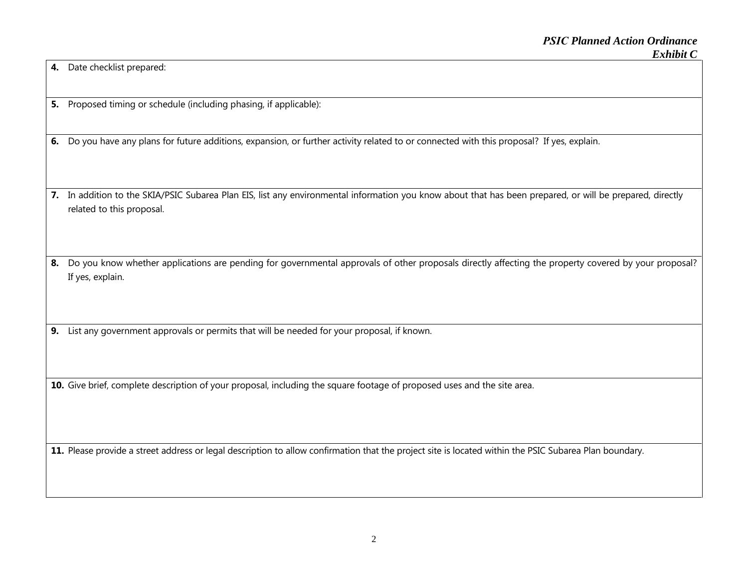**4.** Date checklist prepared:

**5.** Proposed timing or schedule (including phasing, if applicable):

**6.** Do you have any plans for future additions, expansion, or further activity related to or connected with this proposal? If yes, explain.

**7.** In addition to the SKIA/PSIC Subarea Plan EIS, list any environmental information you know about that has been prepared, or will be prepared, directly related to this proposal.

**8.** Do you know whether applications are pending for governmental approvals of other proposals directly affecting the property covered by your proposal? If yes, explain.

**9.** List any government approvals or permits that will be needed for your proposal, if known.

**10.** Give brief, complete description of your proposal, including the square footage of proposed uses and the site area.

**11.** Please provide a street address or legal description to allow confirmation that the project site is located within the PSIC Subarea Plan boundary.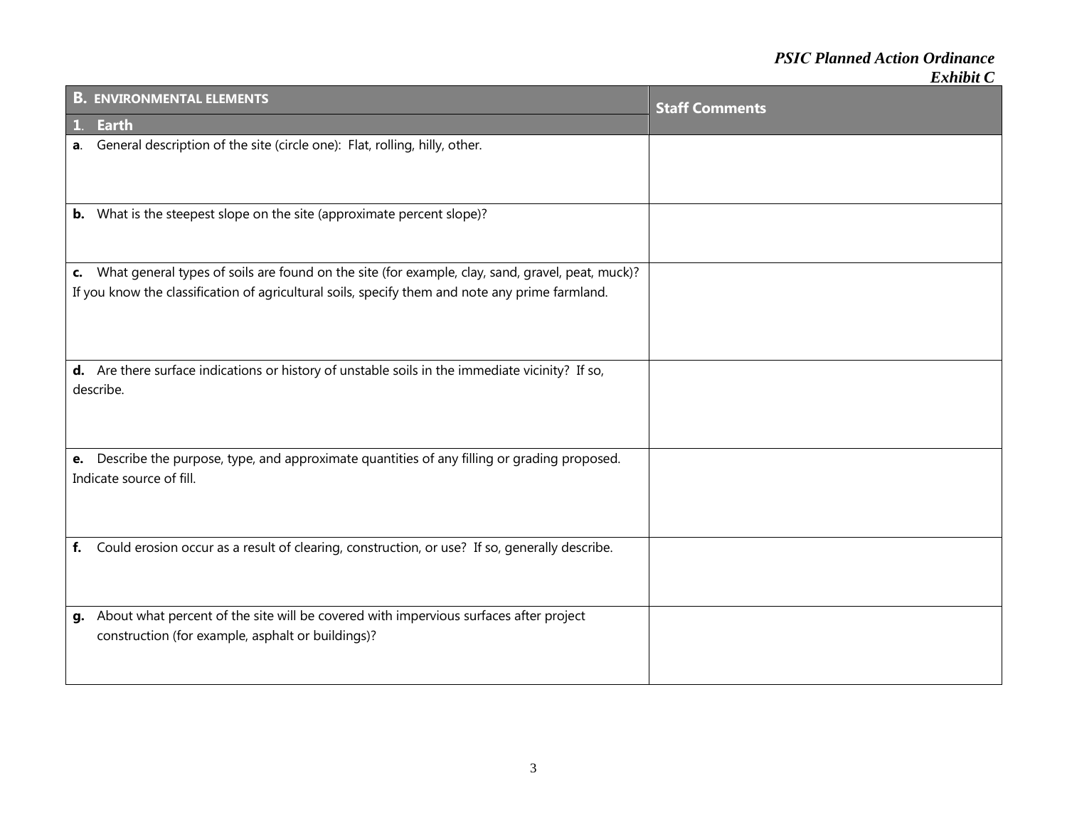| **B. ENVIRONMENTAL ELEMENTS** **1. Earth** | **Staff Comments** |
|---|---|
| **a**. General description of the site (circle one): Flat, rolling, hilly, other. | |
| **b.** What is the steepest slope on the site (approximate percent slope)? | |
| **c.** What general types of soils are found on the site (for example, clay, sand, gravel, peat, muck)? If you know the classification of agricultural soils, specify them and note any prime farmland. | |
| **d.** Are there surface indications or history of unstable soils in the immediate vicinity? If so, describe. | |
| **e.** Describe the purpose, type, and approximate quantities of any filling or grading proposed. Indicate source of fill. | |
| **f.** Could erosion occur as a result of clearing, construction, or use? If so, generally describe. | |
| **g.** About what percent of the site will be covered with impervious surfaces after project construction (for example, asphalt or buildings)? | |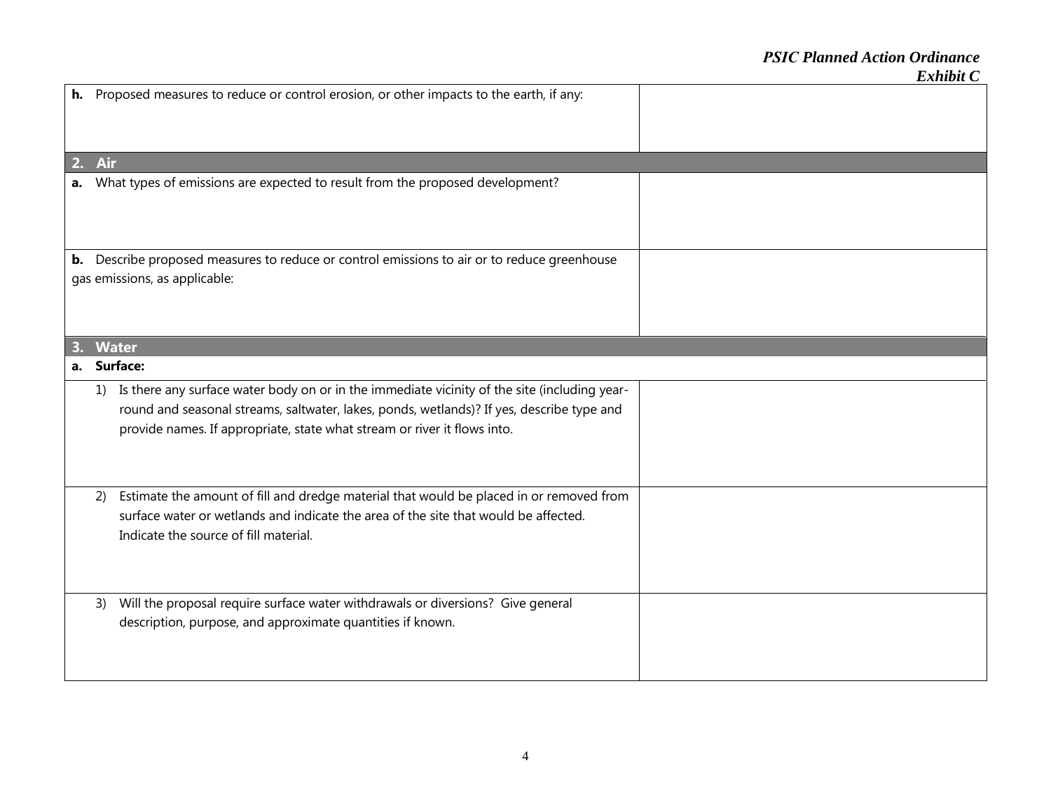| | |
|---|---|
| **h.** Proposed measures to reduce or control erosion, or other impacts to the earth, if any: | |
| **2. Air** | |
| **a.** What types of emissions are expected to result from the proposed development? | |
| **b.** Describe proposed measures to reduce or control emissions to air or to reduce greenhouse gas emissions, as applicable: | |
| **3. Water** | |
| **a. Surface:** | |
| 1) Is there any surface water body on or in the immediate vicinity of the site (including year-round and seasonal streams, saltwater, lakes, ponds, wetlands)? If yes, describe type and provide names. If appropriate, state what stream or river it flows into. | |
| 2) Estimate the amount of fill and dredge material that would be placed in or removed from surface water or wetlands and indicate the area of the site that would be affected. Indicate the source of fill material. | |
| 3) Will the proposal require surface water withdrawals or diversions? Give general description, purpose, and approximate quantities if known. | |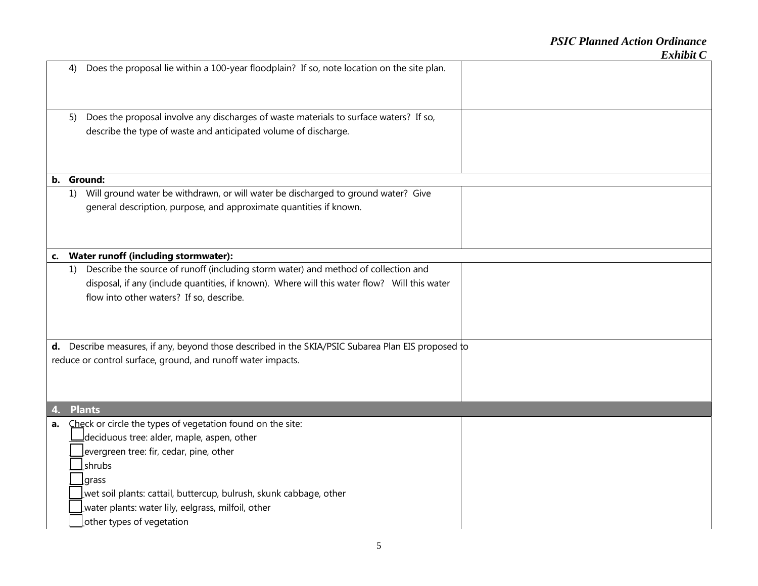| Question | Response |
| --- | --- |
| 4) Does the proposal lie within a 100-year floodplain? If so, note location on the site plan. | |
| 5) Does the proposal involve any discharges of waste materials to surface waters? If so, describe the type of waste and anticipated volume of discharge. | |
| **b. Ground:** | |
| 1) Will ground water be withdrawn, or will water be discharged to ground water? Give general description, purpose, and approximate quantities if known. | |
| **c. Water runoff (including stormwater):** | |
| 1) Describe the source of runoff (including storm water) and method of collection and disposal, if any (include quantities, if known). Where will this water flow? Will this water flow into other waters? If so, describe. | |
| **d.** Describe measures, if any, beyond those described in the SKIA/PSIC Subarea Plan EIS proposed to reduce or control surface, ground, and runoff water impacts. | |
| **4. Plants** | |
| **a.** Check or circle the types of vegetation found on the site:<br>☐ deciduous tree: alder, maple, aspen, other<br>☐ evergreen tree: fir, cedar, pine, other<br>☐ shrubs<br>☐ grass<br>☐ wet soil plants: cattail, buttercup, bulrush, skunk cabbage, other<br>☐ water plants: water lily, eelgrass, milfoil, other<br>☐ other types of vegetation | |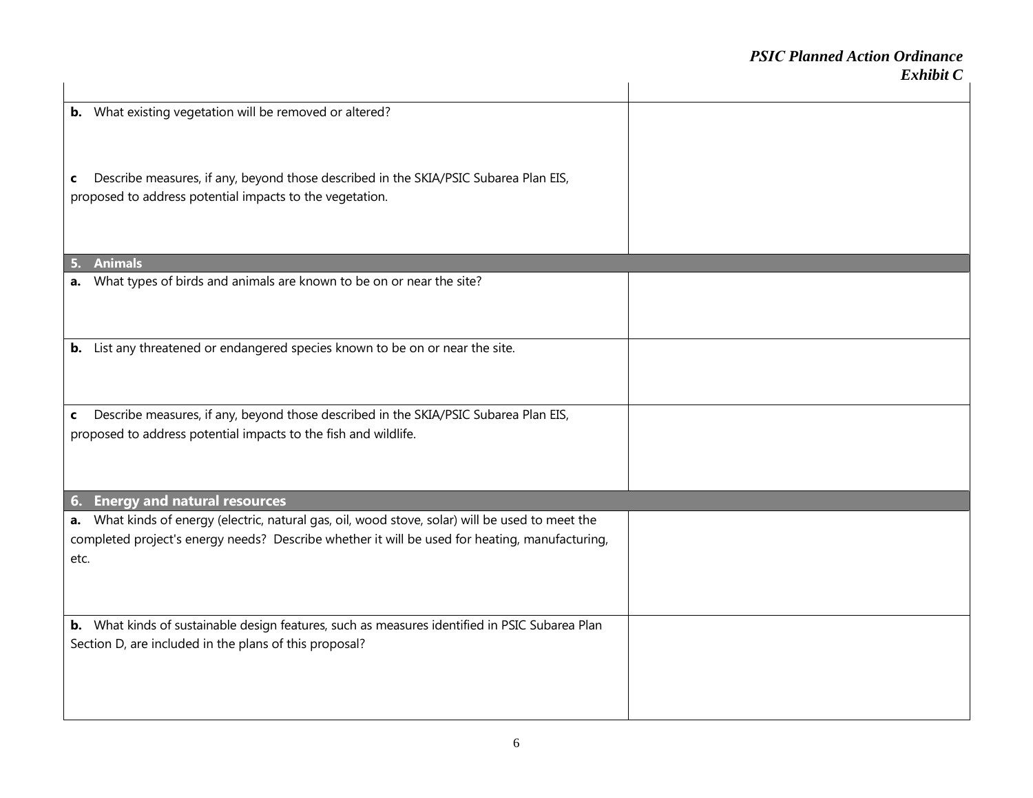| | |
|---|---|
| | |
| **b.** What existing vegetation will be removed or altered?<br><br>**c** Describe measures, if any, beyond those described in the SKIA/PSIC Subarea Plan EIS, proposed to address potential impacts to the vegetation. | |
| **5. Animals** | |
| **a.** What types of birds and animals are known to be on or near the site? | |
| **b.** List any threatened or endangered species known to be on or near the site. | |
| **c** Describe measures, if any, beyond those described in the SKIA/PSIC Subarea Plan EIS, proposed to address potential impacts to the fish and wildlife. | |
| **6. Energy and natural resources** | |
| **a.** What kinds of energy (electric, natural gas, oil, wood stove, solar) will be used to meet the completed project's energy needs? Describe whether it will be used for heating, manufacturing, etc. | |
| **b.** What kinds of sustainable design features, such as measures identified in PSIC Subarea Plan Section D, are included in the plans of this proposal? | |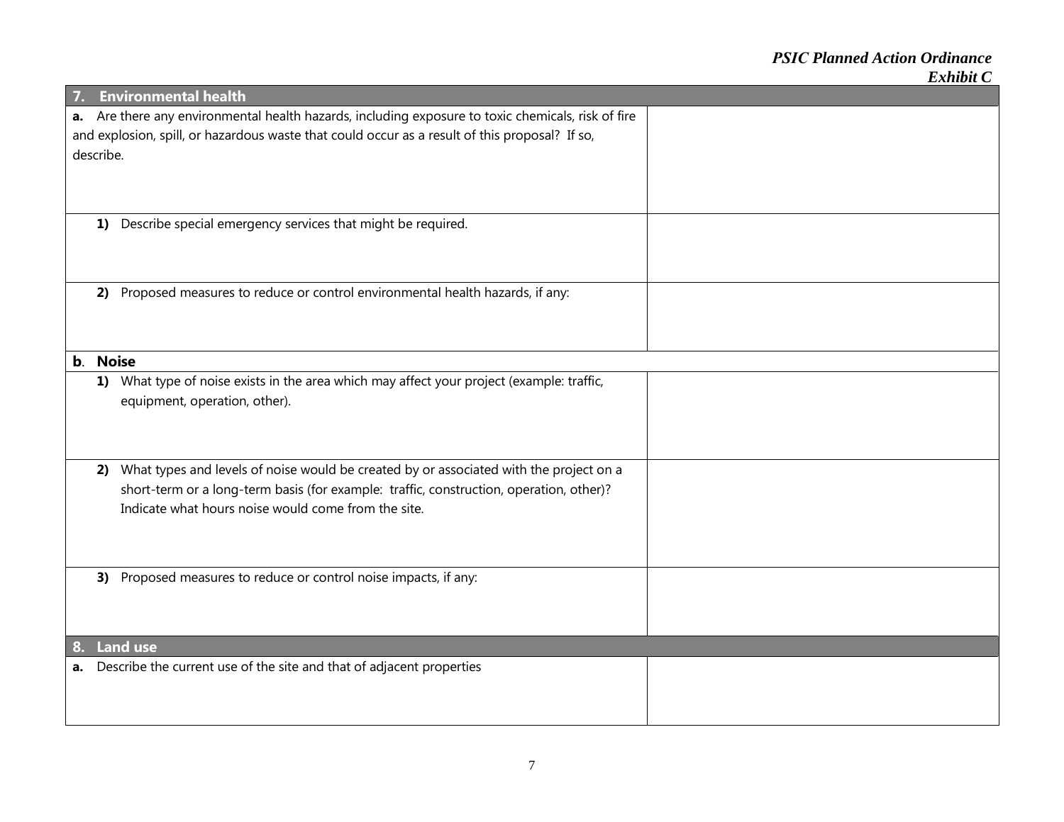| 7. Environmental health | |
|---|---|
| **a.** Are there any environmental health hazards, including exposure to toxic chemicals, risk of fire and explosion, spill, or hazardous waste that could occur as a result of this proposal? If so, describe. | |
| **1)** Describe special emergency services that might be required. | |
| **2)** Proposed measures to reduce or control environmental health hazards, if any: | |
| **b. Noise** | |
| **1)** What type of noise exists in the area which may affect your project (example: traffic, equipment, operation, other). | |
| **2)** What types and levels of noise would be created by or associated with the project on a short-term or a long-term basis (for example: traffic, construction, operation, other)? Indicate what hours noise would come from the site. | |
| **3)** Proposed measures to reduce or control noise impacts, if any: | |
| **8. Land use** | |
| **a.** Describe the current use of the site and that of adjacent properties | |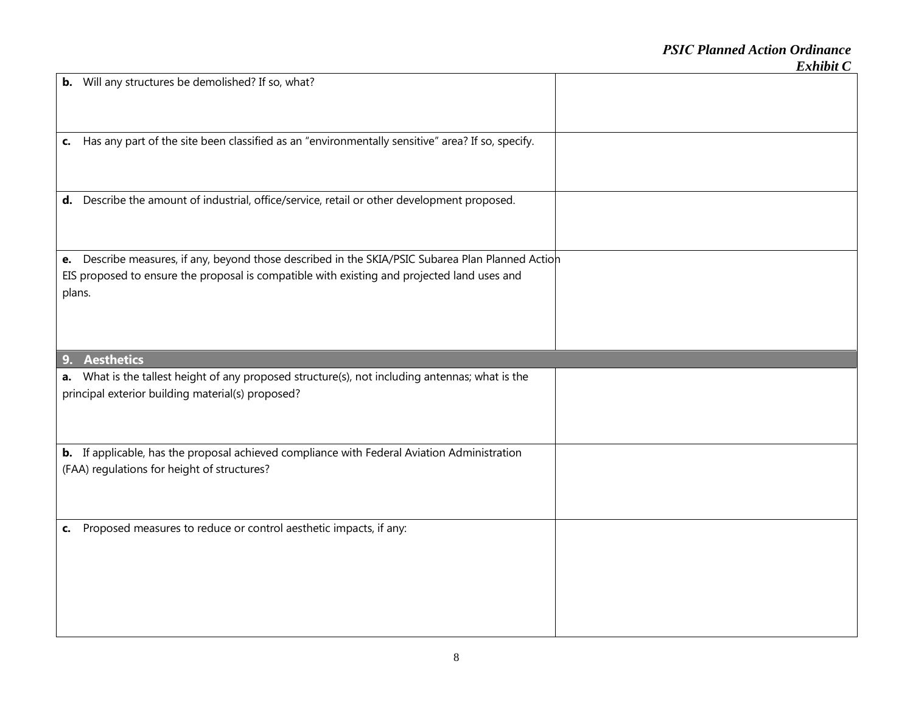| | |
|---|---|
| **b.** Will any structures be demolished? If so, what? | |
| **c.** Has any part of the site been classified as an "environmentally sensitive" area? If so, specify. | |
| **d.** Describe the amount of industrial, office/service, retail or other development proposed. | |
| **e.** Describe measures, if any, beyond those described in the SKIA/PSIC Subarea Plan Planned Action EIS proposed to ensure the proposal is compatible with existing and projected land uses and plans. | |
| **9. Aesthetics** | |
| **a.** What is the tallest height of any proposed structure(s), not including antennas; what is the principal exterior building material(s) proposed? | |
| **b.** If applicable, has the proposal achieved compliance with Federal Aviation Administration (FAA) regulations for height of structures? | |
| **c.** Proposed measures to reduce or control aesthetic impacts, if any: | |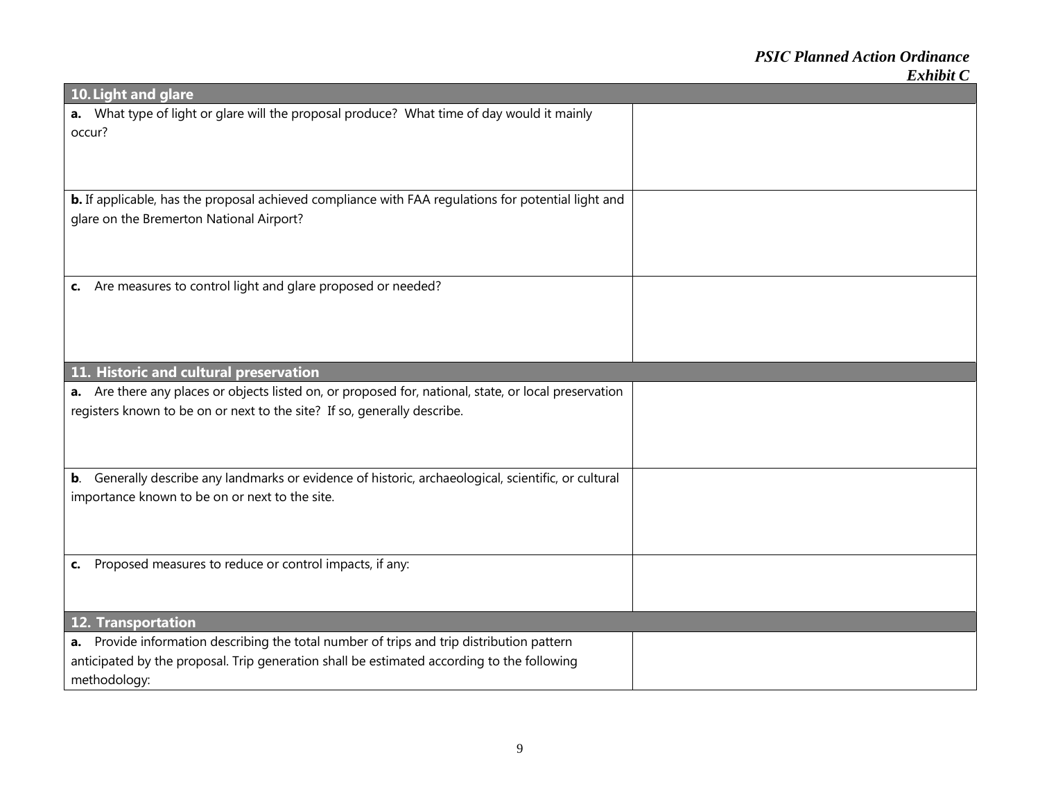| 10. Light and glare | |
|---|---|
| **a.** What type of light or glare will the proposal produce? What time of day would it mainly occur? | |
| **b.** If applicable, has the proposal achieved compliance with FAA regulations for potential light and glare on the Bremerton National Airport? | |
| **c.** Are measures to control light and glare proposed or needed? | |
| **11. Historic and cultural preservation** | |
| **a.** Are there any places or objects listed on, or proposed for, national, state, or local preservation registers known to be on or next to the site? If so, generally describe. | |
| **b**. Generally describe any landmarks or evidence of historic, archaeological, scientific, or cultural importance known to be on or next to the site. | |
| **c.** Proposed measures to reduce or control impacts, if any: | |
| **12. Transportation** | |
| **a.** Provide information describing the total number of trips and trip distribution pattern anticipated by the proposal. Trip generation shall be estimated according to the following methodology: | |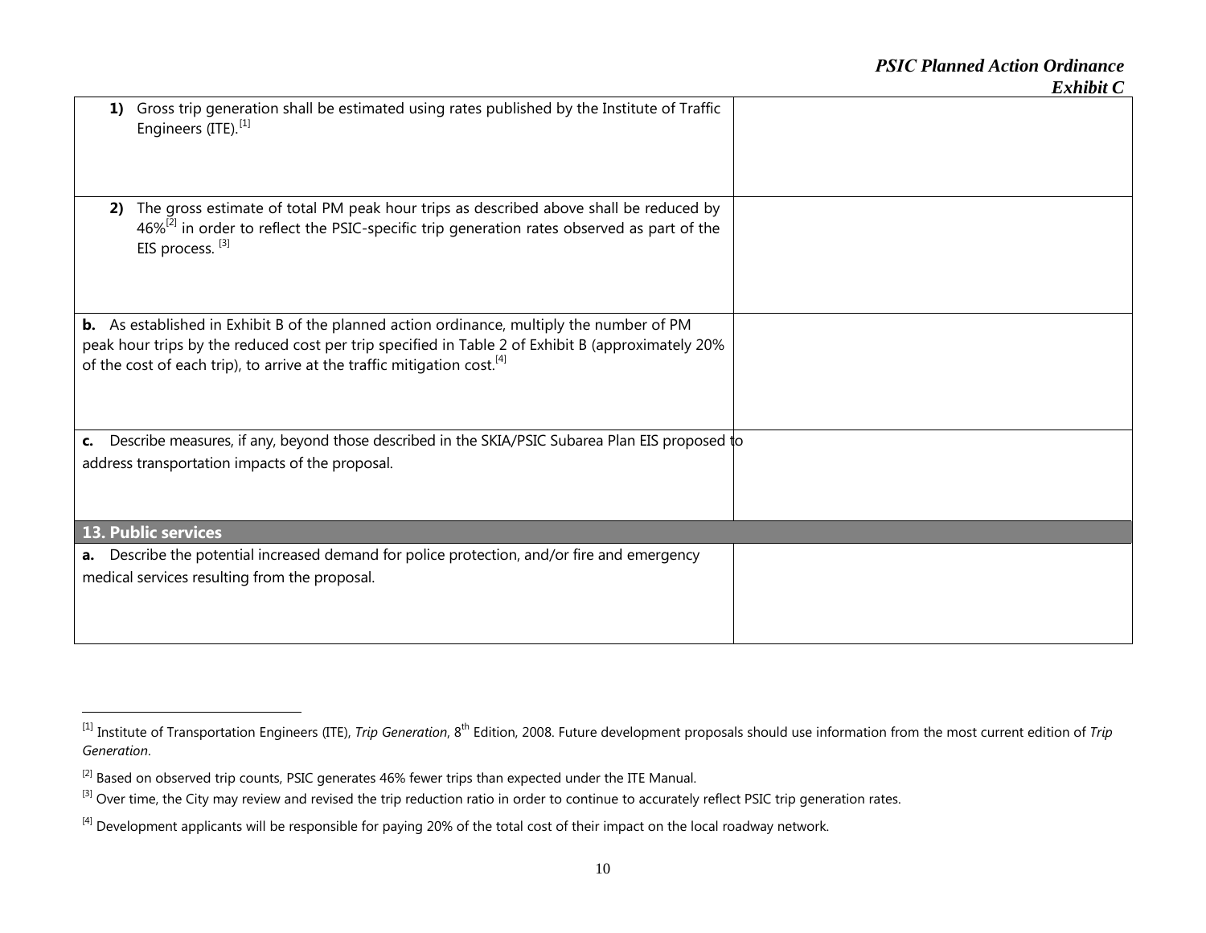| | |
|---|---|
| **1)** Gross trip generation shall be estimated using rates published by the Institute of Traffic Engineers (ITE).[1] | |
| **2)** The gross estimate of total PM peak hour trips as described above shall be reduced by 46%[2] in order to reflect the PSIC-specific trip generation rates observed as part of the EIS process. [3] | |
| **b.** As established in Exhibit B of the planned action ordinance, multiply the number of PM peak hour trips by the reduced cost per trip specified in Table 2 of Exhibit B (approximately 20% of the cost of each trip), to arrive at the traffic mitigation cost.[4] | |
| **c.** Describe measures, if any, beyond those described in the SKIA/PSIC Subarea Plan EIS proposed to address transportation impacts of the proposal. | |
| **13. Public services** | |
| **a.** Describe the potential increased demand for police protection, and/or fire and emergency medical services resulting from the proposal. | |

[1] Institute of Transportation Engineers (ITE), *Trip Generation*, 8th Edition, 2008. Future development proposals should use information from the most current edition of *Trip Generation*.

[2] Based on observed trip counts, PSIC generates 46% fewer trips than expected under the ITE Manual.

[3] Over time, the City may review and revised the trip reduction ratio in order to continue to accurately reflect PSIC trip generation rates.

[4] Development applicants will be responsible for paying 20% of the total cost of their impact on the local roadway network.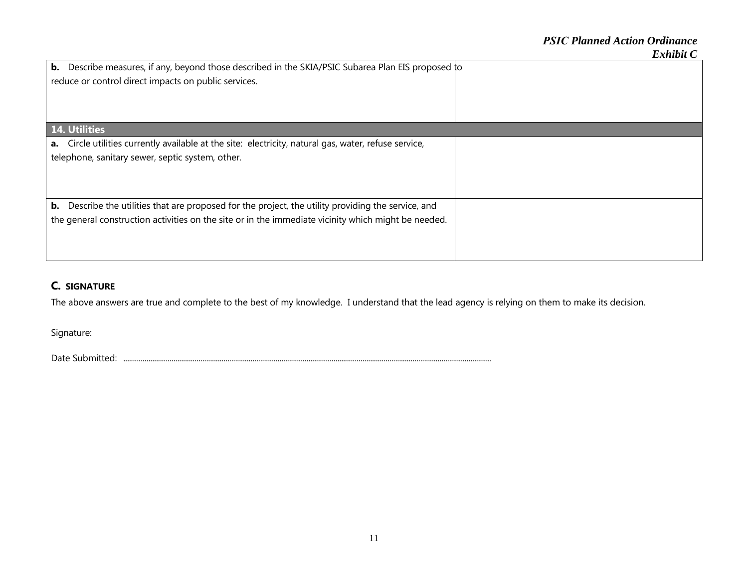| | |
|---|---|
| **b.** Describe measures, if any, beyond those described in the SKIA/PSIC Subarea Plan EIS proposed to reduce or control direct impacts on public services. | |
| **14. Utilities** | |
| **a.** Circle utilities currently available at the site: electricity, natural gas, water, refuse service, telephone, sanitary sewer, septic system, other. | |
| **b.** Describe the utilities that are proposed for the project, the utility providing the service, and the general construction activities on the site or in the immediate vicinity which might be needed. | |

## C. SIGNATURE

The above answers are true and complete to the best of my knowledge. I understand that the lead agency is relying on them to make its decision.

Signature:

Date Submitted: ..............................................................................................................................................................................................